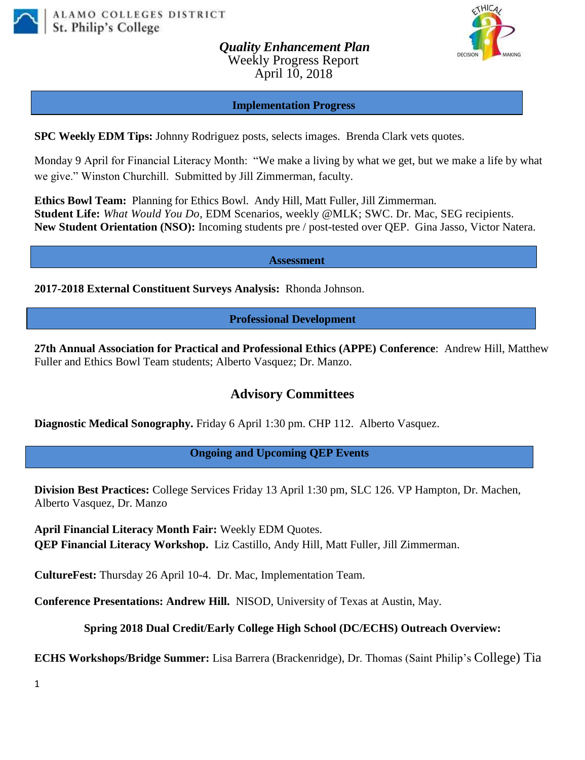ALAMO COLLEGES DISTRICT
St. Philip's College

# *Quality Enhancement Plan*

Weekly Progress Report
April 10, 2018

## Implementation Progress

**SPC Weekly EDM Tips:** Johnny Rodriguez posts, selects images. Brenda Clark vets quotes.

Monday 9 April for Financial Literacy Month: "We make a living by what we get, but we make a life by what we give." Winston Churchill. Submitted by Jill Zimmerman, faculty.

**Ethics Bowl Team:** Planning for Ethics Bowl. Andy Hill, Matt Fuller, Jill Zimmerman.
**Student Life:** *What Would You Do*, EDM Scenarios, weekly @MLK; SWC. Dr. Mac, SEG recipients.
**New Student Orientation (NSO):** Incoming students pre / post-tested over QEP. Gina Jasso, Victor Natera.

## Assessment

**2017-2018 External Constituent Surveys Analysis:** Rhonda Johnson.

## Professional Development

**27th Annual Association for Practical and Professional Ethics (APPE) Conference**: Andrew Hill, Matthew Fuller and Ethics Bowl Team students; Alberto Vasquez; Dr. Manzo.

## Advisory Committees

**Diagnostic Medical Sonography.** Friday 6 April 1:30 pm. CHP 112. Alberto Vasquez.

## Ongoing and Upcoming QEP Events

**Division Best Practices:** College Services Friday 13 April 1:30 pm, SLC 126. VP Hampton, Dr. Machen, Alberto Vasquez, Dr. Manzo

**April Financial Literacy Month Fair:** Weekly EDM Quotes.
**QEP Financial Literacy Workshop.** Liz Castillo, Andy Hill, Matt Fuller, Jill Zimmerman.

**CultureFest:** Thursday 26 April 10-4. Dr. Mac, Implementation Team.

**Conference Presentations: Andrew Hill.** NISOD, University of Texas at Austin, May.

**Spring 2018 Dual Credit/Early College High School (DC/ECHS) Outreach Overview:**

**ECHS Workshops/Bridge Summer:** Lisa Barrera (Brackenridge), Dr. Thomas (Saint Philip's College) Tia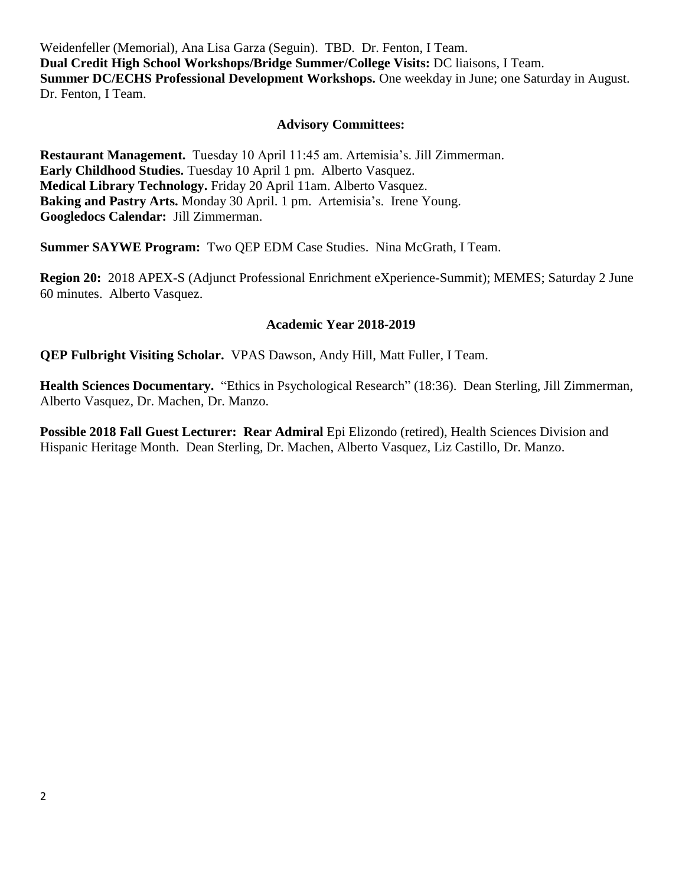Weidenfeller (Memorial), Ana Lisa Garza (Seguin). TBD. Dr. Fenton, I Team.
**Dual Credit High School Workshops/Bridge Summer/College Visits:** DC liaisons, I Team.
**Summer DC/ECHS Professional Development Workshops.** One weekday in June; one Saturday in August. Dr. Fenton, I Team.

### Advisory Committees:

**Restaurant Management.** Tuesday 10 April 11:45 am. Artemisia's. Jill Zimmerman.
**Early Childhood Studies.** Tuesday 10 April 1 pm. Alberto Vasquez.
**Medical Library Technology.** Friday 20 April 11am. Alberto Vasquez.
**Baking and Pastry Arts.** Monday 30 April. 1 pm. Artemisia's. Irene Young.
**Googledocs Calendar:** Jill Zimmerman.

**Summer SAYWE Program:** Two QEP EDM Case Studies. Nina McGrath, I Team.

**Region 20:** 2018 APEX-S (Adjunct Professional Enrichment eXperience-Summit); MEMES; Saturday 2 June 60 minutes. Alberto Vasquez.

### Academic Year 2018-2019

**QEP Fulbright Visiting Scholar.** VPAS Dawson, Andy Hill, Matt Fuller, I Team.

**Health Sciences Documentary.** "Ethics in Psychological Research" (18:36). Dean Sterling, Jill Zimmerman, Alberto Vasquez, Dr. Machen, Dr. Manzo.

**Possible 2018 Fall Guest Lecturer: Rear Admiral** Epi Elizondo (retired), Health Sciences Division and Hispanic Heritage Month. Dean Sterling, Dr. Machen, Alberto Vasquez, Liz Castillo, Dr. Manzo.